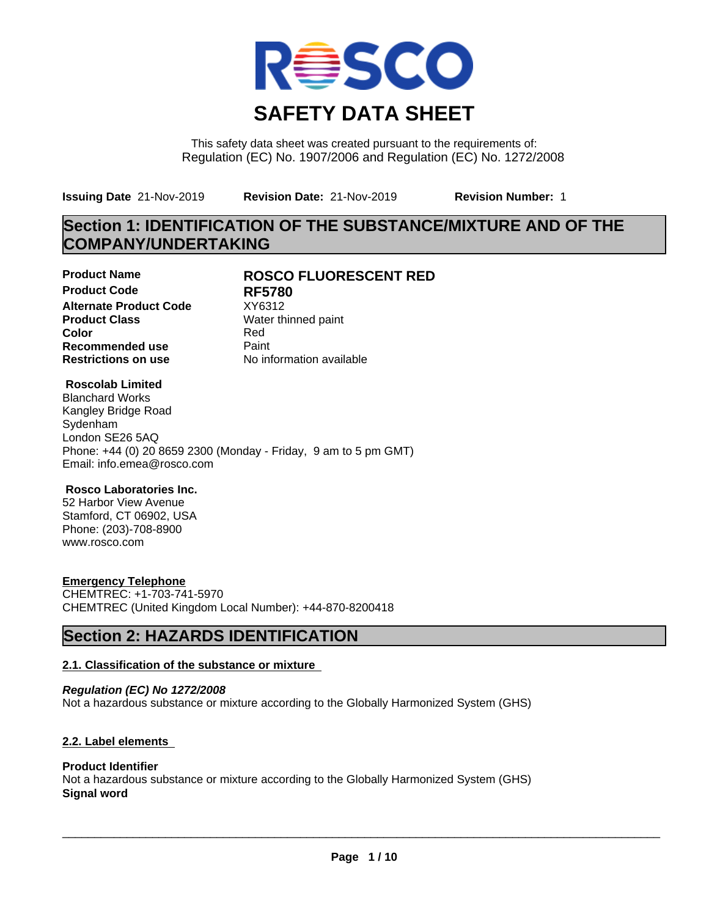# SAFETY DATA SHEET

This safety data sheet was created pursuant to the requirements of:
Regulation (EC) No. 1907/2006 and Regulation (EC) No. 1272/2008

**Issuing Date** 21-Nov-2019 **Revision Date:** 21-Nov-2019 **Revision Number:** 1

## Section 1: IDENTIFICATION OF THE SUBSTANCE/MIXTURE AND OF THE COMPANY/UNDERTAKING

| | |
|---|---|
| **Product Name** | **ROSCO FLUORESCENT RED** |
| **Product Code** | **RF5780** |
| **Alternate Product Code** | XY6312 |
| **Product Class** | Water thinned paint |
| **Color** | Red |
| **Recommended use** | Paint |
| **Restrictions on use** | No information available |

**Roscolab Limited**
Blanchard Works
Kangley Bridge Road
Sydenham
London SE26 5AQ
Phone: +44 (0) 20 8659 2300 (Monday - Friday, 9 am to 5 pm GMT)
Email: info.emea@rosco.com

**Rosco Laboratories Inc.**
52 Harbor View Avenue
Stamford, CT 06902, USA
Phone: (203)-708-8900
www.rosco.com

**Emergency Telephone**
CHEMTREC: +1-703-741-5970
CHEMTREC (United Kingdom Local Number): +44-870-8200418

## Section 2: HAZARDS IDENTIFICATION

### 2.1. Classification of the substance or mixture

***Regulation (EC) No 1272/2008***
Not a hazardous substance or mixture according to the Globally Harmonized System (GHS)

### 2.2. Label elements

**Product Identifier**
Not a hazardous substance or mixture according to the Globally Harmonized System (GHS)
**Signal word**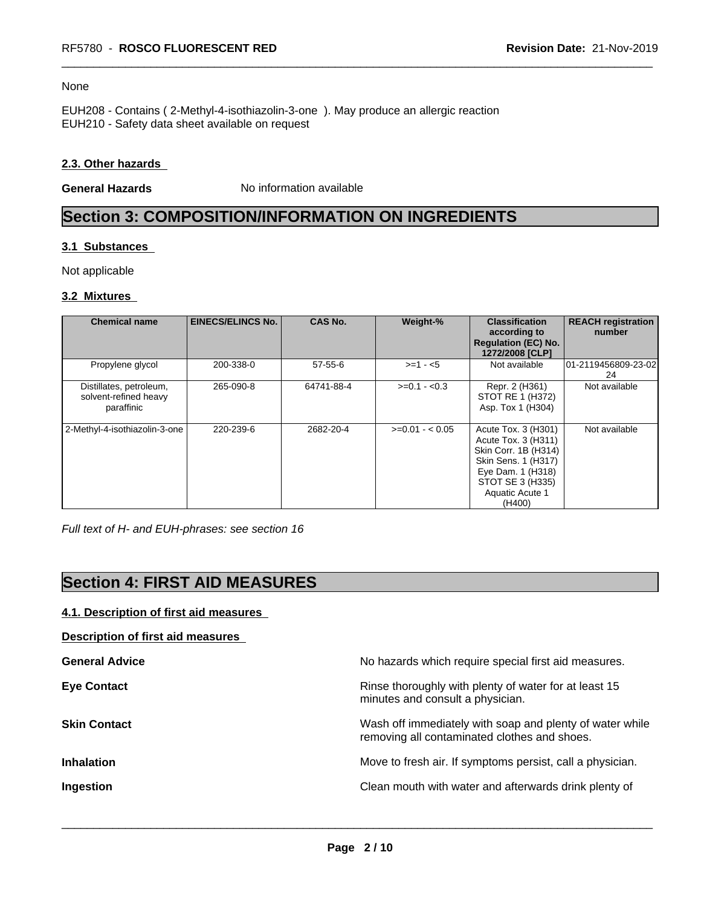None

EUH208 - Contains ( 2-Methyl-4-isothiazolin-3-one ). May produce an allergic reaction
EUH210 - Safety data sheet available on request

**2.3. Other hazards**

**General Hazards** No information available

# Section 3: COMPOSITION/INFORMATION ON INGREDIENTS

**3.1 Substances**

Not applicable

**3.2 Mixtures**

| Chemical name | EINECS/ELINCS No. | CAS No. | Weight-% | Classification according to Regulation (EC) No. 1272/2008 [CLP] | REACH registration number |
|---|---|---|---|---|---|
| Propylene glycol | 200-338-0 | 57-55-6 | >=1 - <5 | Not available | 01-2119456809-23-0224 |
| Distillates, petroleum, solvent-refined heavy paraffinic | 265-090-8 | 64741-88-4 | >=0.1 - <0.3 | Repr. 2 (H361)<br>STOT RE 1 (H372)<br>Asp. Tox 1 (H304) | Not available |
| 2-Methyl-4-isothiazolin-3-one | 220-239-6 | 2682-20-4 | >=0.01 - < 0.05 | Acute Tox. 3 (H301)<br>Acute Tox. 3 (H311)<br>Skin Corr. 1B (H314)<br>Skin Sens. 1 (H317)<br>Eye Dam. 1 (H318)<br>STOT SE 3 (H335)<br>Aquatic Acute 1 (H400) | Not available |

*Full text of H- and EUH-phrases: see section 16*

# Section 4: FIRST AID MEASURES

**4.1. Description of first aid measures**

**Description of first aid measures**

**General Advice** No hazards which require special first aid measures.

**Eye Contact** Rinse thoroughly with plenty of water for at least 15 minutes and consult a physician.

**Skin Contact** Wash off immediately with soap and plenty of water while removing all contaminated clothes and shoes.

**Inhalation** Move to fresh air. If symptoms persist, call a physician.

**Ingestion** Clean mouth with water and afterwards drink plenty of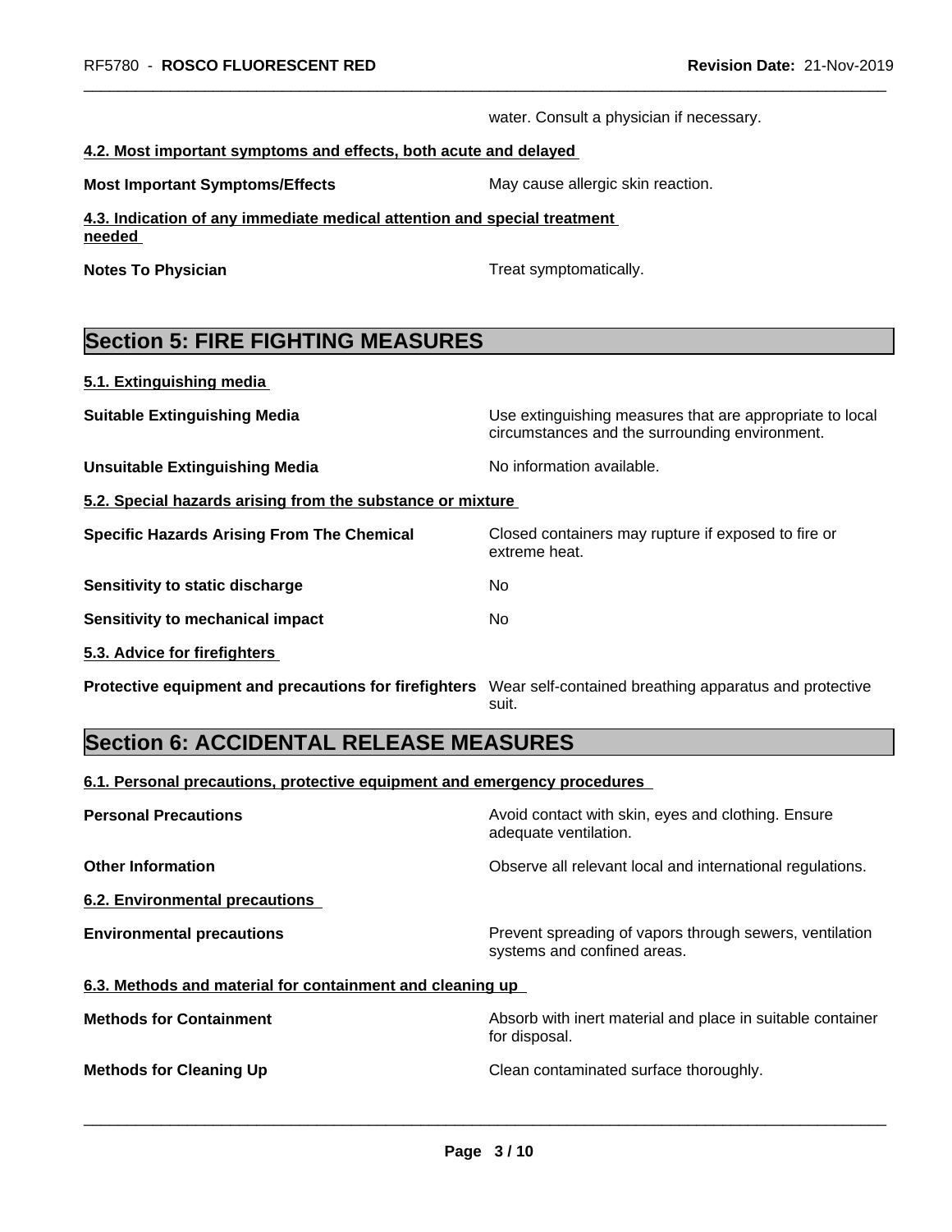water. Consult a physician if necessary.

**4.2. Most important symptoms and effects, both acute and delayed**

**Most Important Symptoms/Effects** May cause allergic skin reaction.

**4.3. Indication of any immediate medical attention and special treatment needed**

**Notes To Physician** Treat symptomatically.

## Section 5: FIRE FIGHTING MEASURES

**5.1. Extinguishing media**

**Suitable Extinguishing Media** Use extinguishing measures that are appropriate to local circumstances and the surrounding environment.

**Unsuitable Extinguishing Media** No information available.

**5.2. Special hazards arising from the substance or mixture**

**Specific Hazards Arising From The Chemical** Closed containers may rupture if exposed to fire or extreme heat.

**Sensitivity to static discharge** No

**Sensitivity to mechanical impact** No

**5.3. Advice for firefighters**

**Protective equipment and precautions for firefighters** Wear self-contained breathing apparatus and protective suit.

## Section 6: ACCIDENTAL RELEASE MEASURES

**6.1. Personal precautions, protective equipment and emergency procedures**

**Personal Precautions** Avoid contact with skin, eyes and clothing. Ensure adequate ventilation.

**Other Information** Observe all relevant local and international regulations.

**6.2. Environmental precautions**

**Environmental precautions** Prevent spreading of vapors through sewers, ventilation systems and confined areas.

**6.3. Methods and material for containment and cleaning up**

**Methods for Containment** Absorb with inert material and place in suitable container for disposal.

**Methods for Cleaning Up** Clean contaminated surface thoroughly.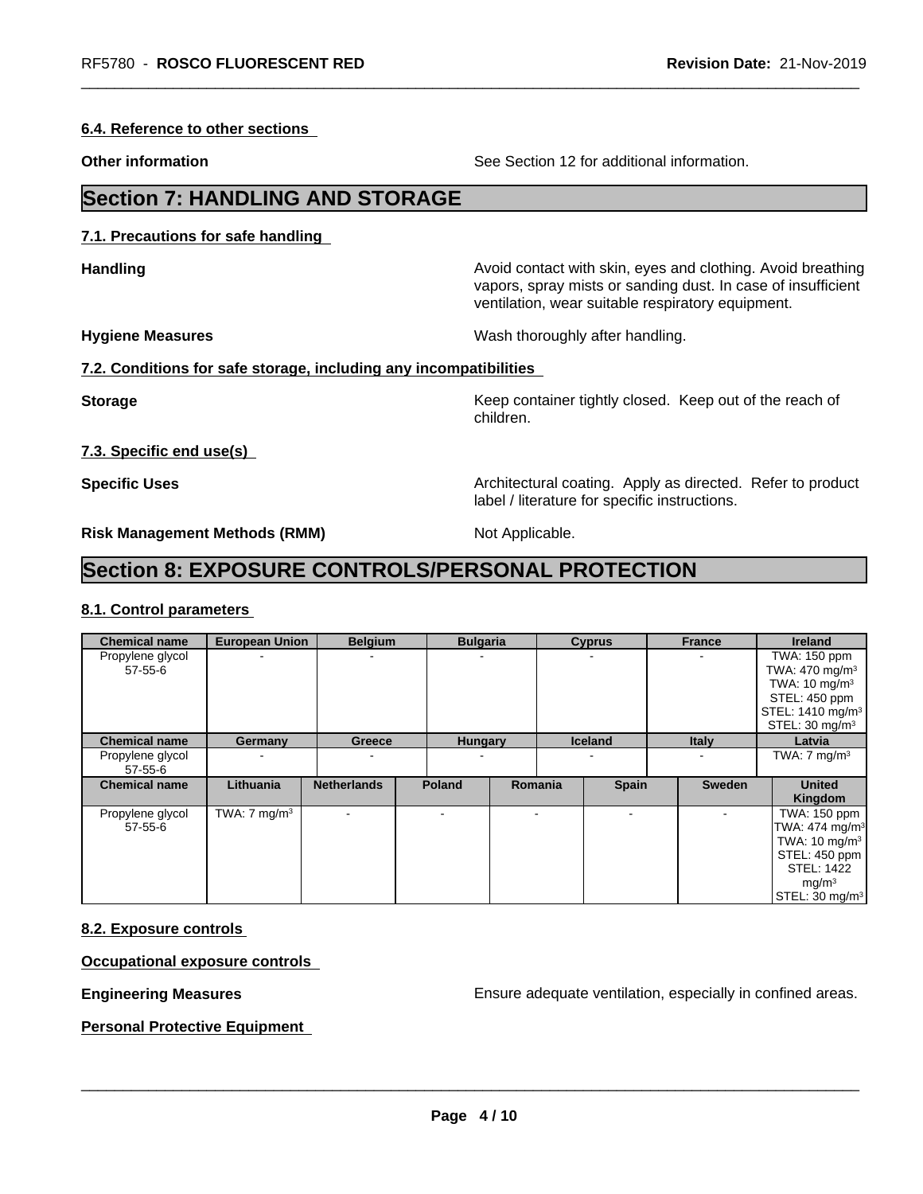#### 6.4. Reference to other sections

**Other information** See Section 12 for additional information.

## Section 7: HANDLING AND STORAGE

#### 7.1. Precautions for safe handling

**Handling** Avoid contact with skin, eyes and clothing. Avoid breathing vapors, spray mists or sanding dust. In case of insufficient ventilation, wear suitable respiratory equipment.

**Hygiene Measures** Wash thoroughly after handling.

#### 7.2. Conditions for safe storage, including any incompatibilities

**Storage** Keep container tightly closed. Keep out of the reach of children.

#### 7.3. Specific end use(s)

**Specific Uses** Architectural coating. Apply as directed. Refer to product label / literature for specific instructions.

**Risk Management Methods (RMM)** Not Applicable.

## Section 8: EXPOSURE CONTROLS/PERSONAL PROTECTION

#### 8.1. Control parameters

| Chemical name | European Union | Belgium | Bulgaria | Cyprus | France | Ireland |
|---|---|---|---|---|---|---|
| Propylene glycol 57-55-6 | - | - | - | - | - | TWA: 150 ppm TWA: 470 mg/m³ TWA: 10 mg/m³ STEL: 450 ppm STEL: 1410 mg/m³ STEL: 30 mg/m³ |

| Chemical name | Germany | Greece | Hungary | Iceland | Italy | Latvia |
|---|---|---|---|---|---|---|
| Propylene glycol 57-55-6 | - | - | - | - | - | TWA: 7 mg/m³ |

| Chemical name | Lithuania | Netherlands | Poland | Romania | Spain | Sweden | United Kingdom |
|---|---|---|---|---|---|---|---|
| Propylene glycol 57-55-6 | TWA: 7 mg/m³ | - | - | - | - | - | TWA: 150 ppm TWA: 474 mg/m³ TWA: 10 mg/m³ STEL: 450 ppm STEL: 1422 mg/m³ STEL: 30 mg/m³ |

#### 8.2. Exposure controls

#### Occupational exposure controls

**Engineering Measures** Ensure adequate ventilation, especially in confined areas.

#### Personal Protective Equipment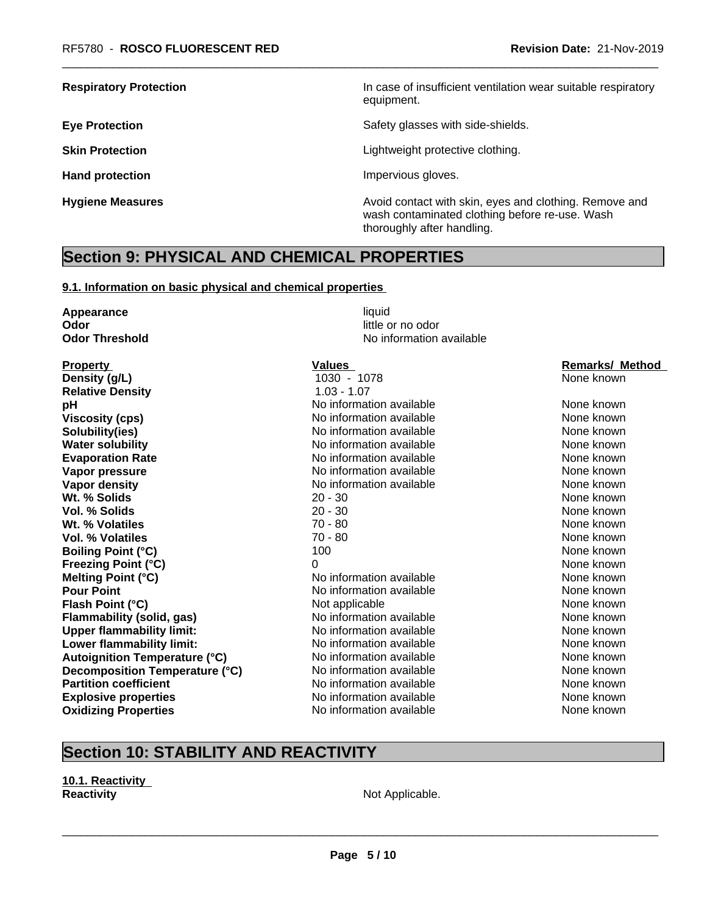| | |
|---|---|
| **Respiratory Protection** | In case of insufficient ventilation wear suitable respiratory equipment. |
| **Eye Protection** | Safety glasses with side-shields. |
| **Skin Protection** | Lightweight protective clothing. |
| **Hand protection** | Impervious gloves. |
| **Hygiene Measures** | Avoid contact with skin, eyes and clothing. Remove and wash contaminated clothing before re-use. Wash thoroughly after handling. |

# Section 9: PHYSICAL AND CHEMICAL PROPERTIES

## 9.1. Information on basic physical and chemical properties

**Appearance** liquid
**Odor** little or no odor
**Odor Threshold** No information available

| Property | Values | Remarks/ Method |
|---|---|---|
| **Density (g/L)** | 1030 - 1078 | None known |
| **Relative Density** | 1.03 - 1.07 | |
| **pH** | No information available | None known |
| **Viscosity (cps)** | No information available | None known |
| **Solubility(ies)** | No information available | None known |
| **Water solubility** | No information available | None known |
| **Evaporation Rate** | No information available | None known |
| **Vapor pressure** | No information available | None known |
| **Vapor density** | No information available | None known |
| **Wt. % Solids** | 20 - 30 | None known |
| **Vol. % Solids** | 20 - 30 | None known |
| **Wt. % Volatiles** | 70 - 80 | None known |
| **Vol. % Volatiles** | 70 - 80 | None known |
| **Boiling Point (°C)** | 100 | None known |
| **Freezing Point (°C)** | 0 | None known |
| **Melting Point (°C)** | No information available | None known |
| **Pour Point** | No information available | None known |
| **Flash Point (°C)** | Not applicable | None known |
| **Flammability (solid, gas)** | No information available | None known |
| **Upper flammability limit:** | No information available | None known |
| **Lower flammability limit:** | No information available | None known |
| **Autoignition Temperature (°C)** | No information available | None known |
| **Decomposition Temperature (°C)** | No information available | None known |
| **Partition coefficient** | No information available | None known |
| **Explosive properties** | No information available | None known |
| **Oxidizing Properties** | No information available | None known |

# Section 10: STABILITY AND REACTIVITY

## 10.1. Reactivity

**Reactivity** Not Applicable.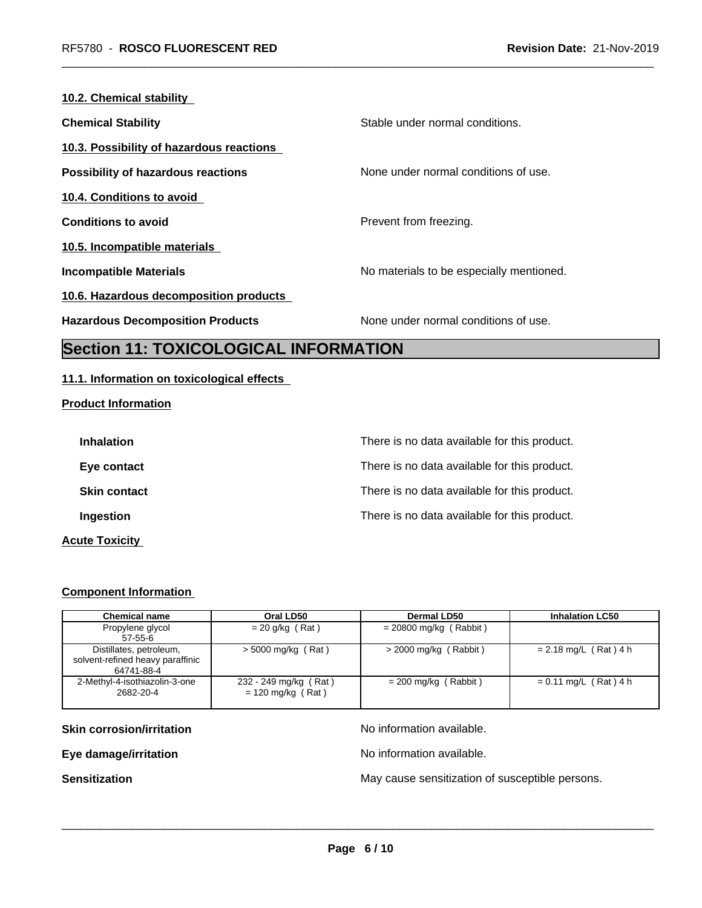#### 10.2. Chemical stability

**Chemical Stability**: Stable under normal conditions.

#### 10.3. Possibility of hazardous reactions

**Possibility of hazardous reactions**: None under normal conditions of use.

#### 10.4. Conditions to avoid

**Conditions to avoid**: Prevent from freezing.

#### 10.5. Incompatible materials

**Incompatible Materials**: No materials to be especially mentioned.

#### 10.6. Hazardous decomposition products

**Hazardous Decomposition Products**: None under normal conditions of use.

## Section 11: TOXICOLOGICAL INFORMATION

#### 11.1. Information on toxicological effects

**Product Information**

**Inhalation**: There is no data available for this product.

**Eye contact**: There is no data available for this product.

**Skin contact**: There is no data available for this product.

**Ingestion**: There is no data available for this product.

**Acute Toxicity**

**Component Information**

| Chemical name | Oral LD50 | Dermal LD50 | Inhalation LC50 |
|---|---|---|---|
| Propylene glycol<br>57-55-6 | = 20 g/kg ( Rat ) | = 20800 mg/kg ( Rabbit ) | |
| Distillates, petroleum, solvent-refined heavy paraffinic<br>64741-88-4 | > 5000 mg/kg ( Rat ) | > 2000 mg/kg ( Rabbit ) | = 2.18 mg/L ( Rat ) 4 h |
| 2-Methyl-4-isothiazolin-3-one<br>2682-20-4 | 232 - 249 mg/kg ( Rat )<br>= 120 mg/kg ( Rat ) | = 200 mg/kg ( Rabbit ) | = 0.11 mg/L ( Rat ) 4 h |

**Skin corrosion/irritation**: No information available.

**Eye damage/irritation**: No information available.

**Sensitization**: May cause sensitization of susceptible persons.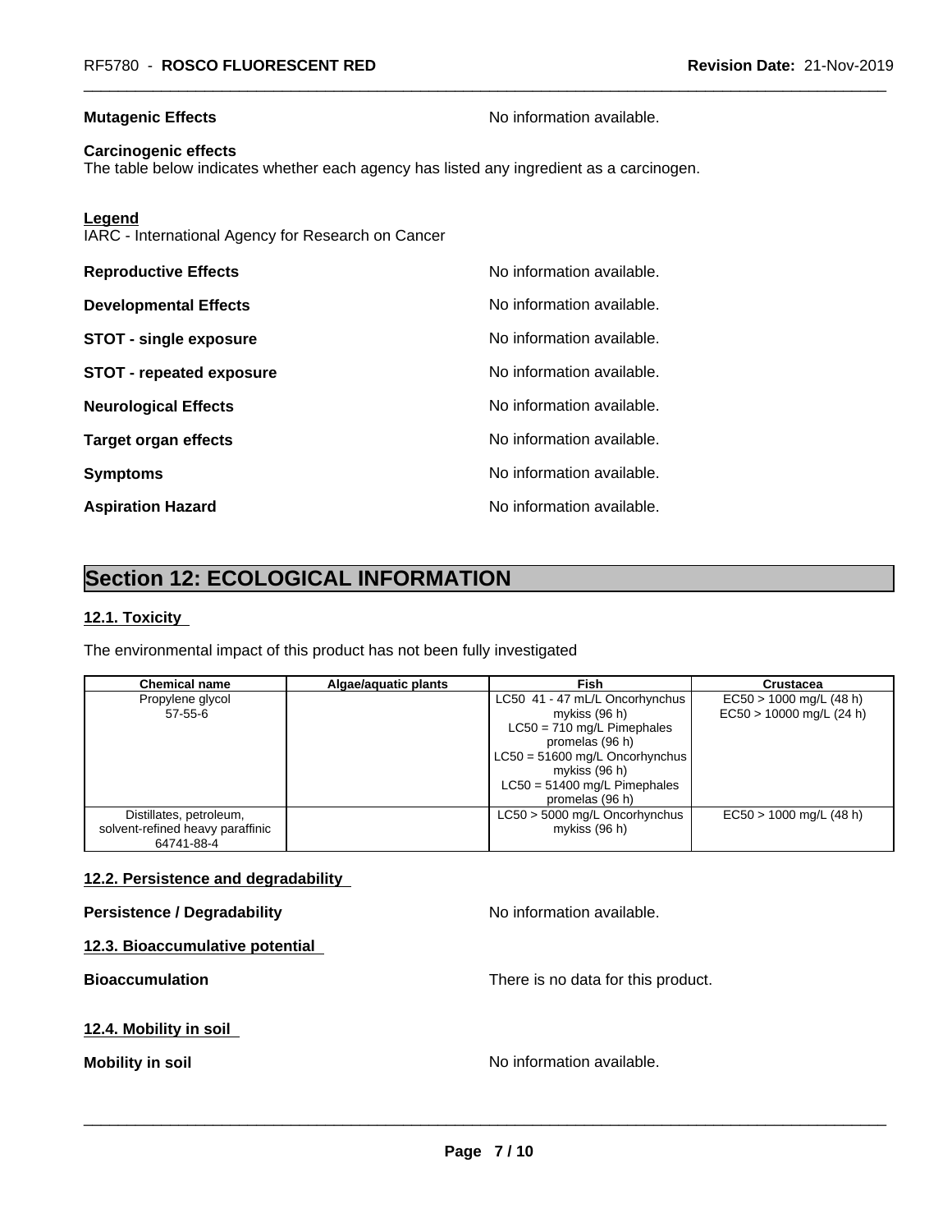**Mutagenic Effects** No information available.

**Carcinogenic effects**
The table below indicates whether each agency has listed any ingredient as a carcinogen.

**Legend**
IARC - International Agency for Research on Cancer

**Reproductive Effects** No information available.

**Developmental Effects** No information available.

**STOT - single exposure** No information available.

**STOT - repeated exposure** No information available.

**Neurological Effects** No information available.

**Target organ effects** No information available.

**Symptoms** No information available.

**Aspiration Hazard** No information available.

# Section 12: ECOLOGICAL INFORMATION

## 12.1. Toxicity

The environmental impact of this product has not been fully investigated

| Chemical name | Algae/aquatic plants | Fish | Crustacea |
|---|---|---|---|
| Propylene glycol 57-55-6 | | LC50 41 - 47 mL/L Oncorhynchus mykiss (96 h) LC50 = 710 mg/L Pimephales promelas (96 h) LC50 = 51600 mg/L Oncorhynchus mykiss (96 h) LC50 = 51400 mg/L Pimephales promelas (96 h) | EC50 > 1000 mg/L (48 h) EC50 > 10000 mg/L (24 h) |
| Distillates, petroleum, solvent-refined heavy paraffinic 64741-88-4 | | LC50 > 5000 mg/L Oncorhynchus mykiss (96 h) | EC50 > 1000 mg/L (48 h) |

## 12.2. Persistence and degradability

**Persistence / Degradability** No information available.

## 12.3. Bioaccumulative potential

**Bioaccumulation** There is no data for this product.

## 12.4. Mobility in soil

**Mobility in soil** No information available.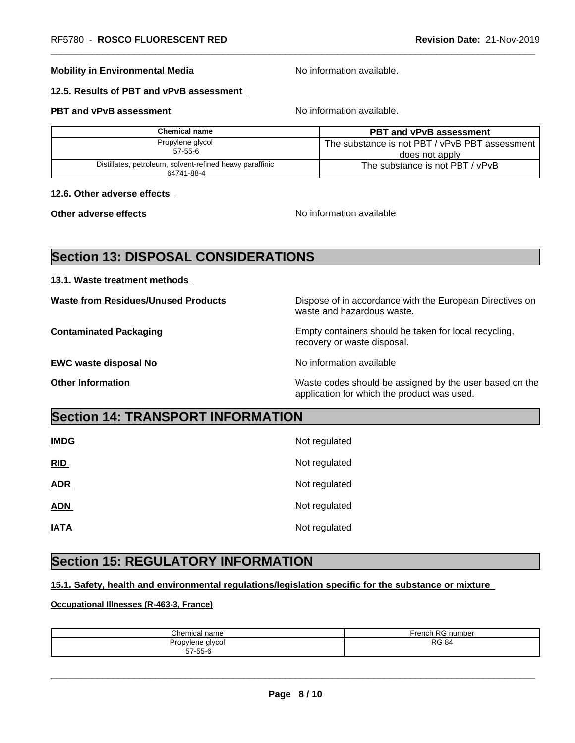**Mobility in Environmental Media** No information available.

### 12.5. Results of PBT and vPvB assessment

**PBT and vPvB assessment** No information available.

| Chemical name | PBT and vPvB assessment |
|---|---|
| Propylene glycol<br>57-55-6 | The substance is not PBT / vPvB PBT assessment does not apply |
| Distillates, petroleum, solvent-refined heavy paraffinic<br>64741-88-4 | The substance is not PBT / vPvB |

### 12.6. Other adverse effects

**Other adverse effects** No information available

## Section 13: DISPOSAL CONSIDERATIONS

### 13.1. Waste treatment methods

**Waste from Residues/Unused Products** Dispose of in accordance with the European Directives on waste and hazardous waste.

**Contaminated Packaging** Empty containers should be taken for local recycling, recovery or waste disposal.

**EWC waste disposal No** No information available

**Other Information** Waste codes should be assigned by the user based on the application for which the product was used.

## Section 14: TRANSPORT INFORMATION

**IMDG** Not regulated

**RID** Not regulated

**ADR** Not regulated

**ADN** Not regulated

**IATA** Not regulated

## Section 15: REGULATORY INFORMATION

### 15.1. Safety, health and environmental regulations/legislation specific for the substance or mixture

**Occupational Illnesses (R-463-3, France)**

| Chemical name | French RG number |
|---|---|
| Propylene glycol<br>57-55-6 | RG 84 |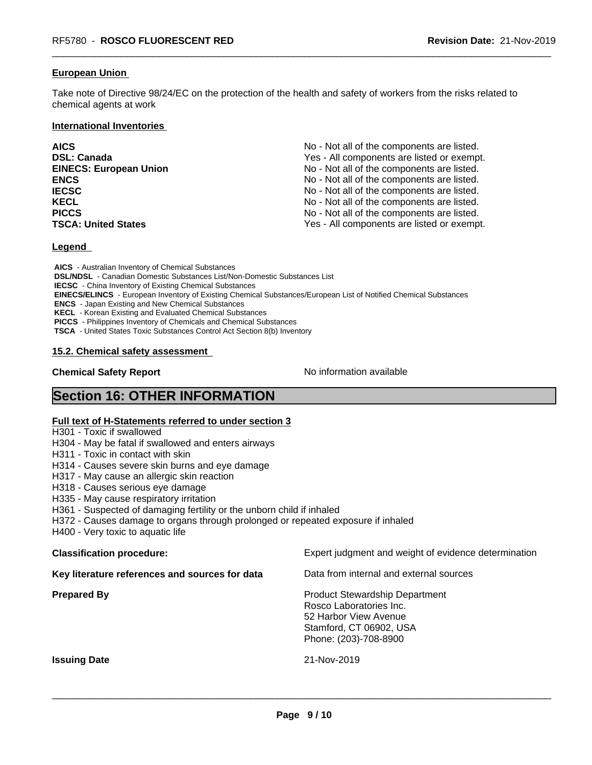**European Union**

Take note of Directive 98/24/EC on the protection of the health and safety of workers from the risks related to chemical agents at work

**International Inventories**

| | |
|---|---|
| **AICS** | No - Not all of the components are listed. |
| **DSL: Canada** | Yes - All components are listed or exempt. |
| **EINECS: European Union** | No - Not all of the components are listed. |
| **ENCS** | No - Not all of the components are listed. |
| **IECSC** | No - Not all of the components are listed. |
| **KECL** | No - Not all of the components are listed. |
| **PICCS** | No - Not all of the components are listed. |
| **TSCA: United States** | Yes - All components are listed or exempt. |

**Legend**

**AICS** - Australian Inventory of Chemical Substances
**DSL/NDSL** - Canadian Domestic Substances List/Non-Domestic Substances List
**IECSC** - China Inventory of Existing Chemical Substances
**EINECS/ELINCS** - European Inventory of Existing Chemical Substances/European List of Notified Chemical Substances
**ENCS** - Japan Existing and New Chemical Substances
**KECL** - Korean Existing and Evaluated Chemical Substances
**PICCS** - Philippines Inventory of Chemicals and Chemical Substances
**TSCA** - United States Toxic Substances Control Act Section 8(b) Inventory

**15.2. Chemical safety assessment**

**Chemical Safety Report** No information available

# Section 16: OTHER INFORMATION

**Full text of H-Statements referred to under section 3**

H301 - Toxic if swallowed
H304 - May be fatal if swallowed and enters airways
H311 - Toxic in contact with skin
H314 - Causes severe skin burns and eye damage
H317 - May cause an allergic skin reaction
H318 - Causes serious eye damage
H335 - May cause respiratory irritation
H361 - Suspected of damaging fertility or the unborn child if inhaled
H372 - Causes damage to organs through prolonged or repeated exposure if inhaled
H400 - Very toxic to aquatic life

| | |
|---|---|
| **Classification procedure:** | Expert judgment and weight of evidence determination |
| **Key literature references and sources for data** | Data from internal and external sources |
| **Prepared By** | Product Stewardship Department<br>Rosco Laboratories Inc.<br>52 Harbor View Avenue<br>Stamford, CT 06902, USA<br>Phone: (203)-708-8900 |
| **Issuing Date** | 21-Nov-2019 |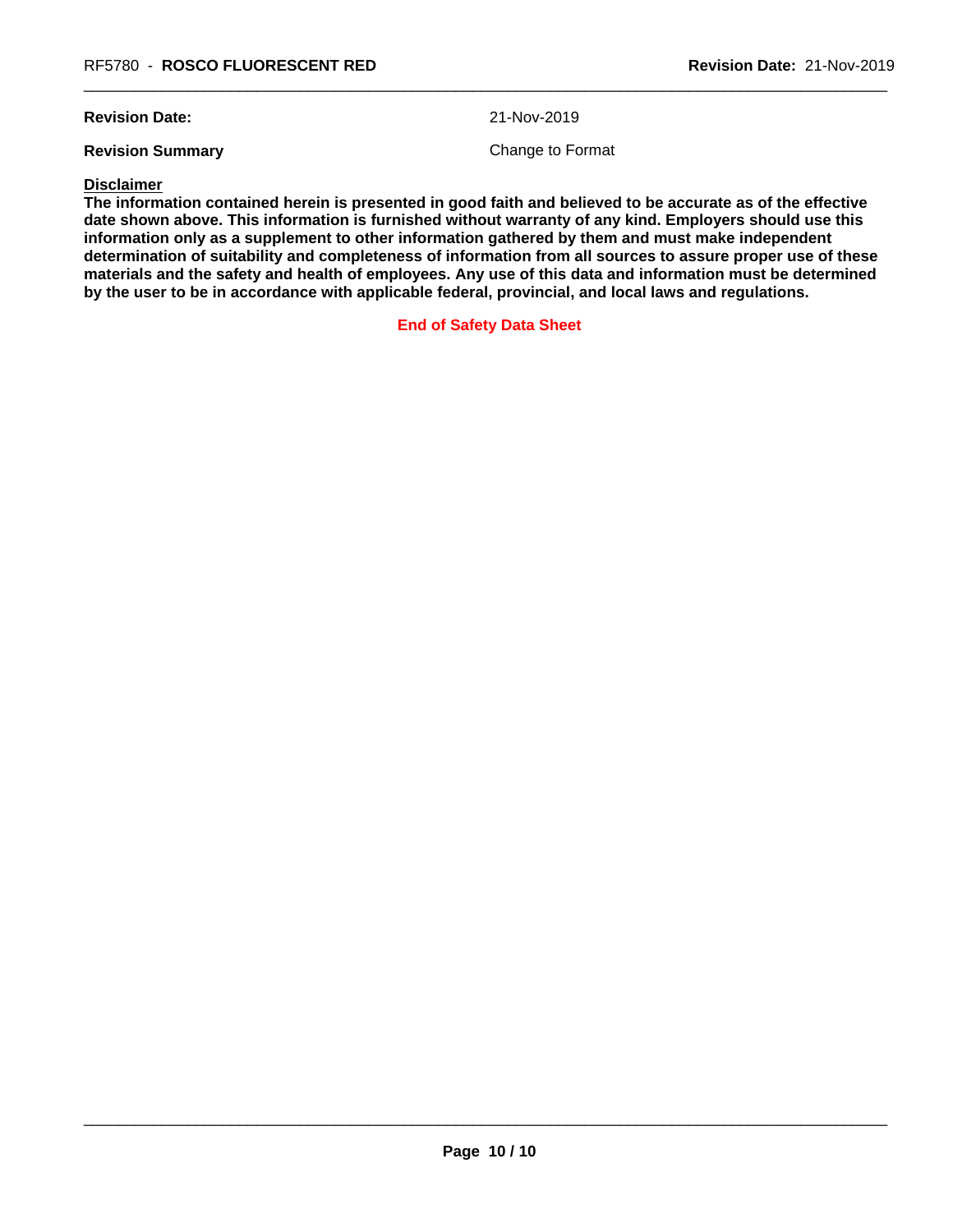**Revision Date:** 21-Nov-2019

**Revision Summary** Change to Format

## Disclaimer

**The information contained herein is presented in good faith and believed to be accurate as of the effective date shown above. This information is furnished without warranty of any kind. Employers should use this information only as a supplement to other information gathered by them and must make independent determination of suitability and completeness of information from all sources to assure proper use of these materials and the safety and health of employees. Any use of this data and information must be determined by the user to be in accordance with applicable federal, provincial, and local laws and regulations.**

**End of Safety Data Sheet**